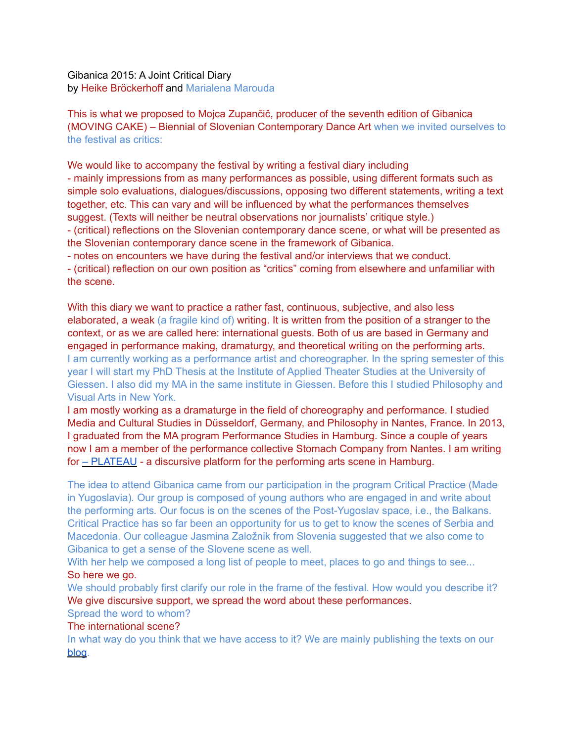Gibanica 2015: A Joint Critical Diary
by Heike Bröckerhoff and Marialena Marouda

This is what we proposed to Mojca Zupančič, producer of the seventh edition of Gibanica (MOVING CAKE) – Biennial of Slovenian Contemporary Dance Art when we invited ourselves to the festival as critics:

We would like to accompany the festival by writing a festival diary including
- mainly impressions from as many performances as possible, using different formats such as simple solo evaluations, dialogues/discussions, opposing two different statements, writing a text together, etc. This can vary and will be influenced by what the performances themselves suggest. (Texts will neither be neutral observations nor journalists' critique style.)
- (critical) reflections on the Slovenian contemporary dance scene, or what will be presented as the Slovenian contemporary dance scene in the framework of Gibanica.
- notes on encounters we have during the festival and/or interviews that we conduct.
- (critical) reflection on our own position as "critics" coming from elsewhere and unfamiliar with the scene.

With this diary we want to practice a rather fast, continuous, subjective, and also less elaborated, a weak (a fragile kind of) writing. It is written from the position of a stranger to the context, or as we are called here: international guests. Both of us are based in Germany and engaged in performance making, dramaturgy, and theoretical writing on the performing arts.
I am currently working as a performance artist and choreographer. In the spring semester of this year I will start my PhD Thesis at the Institute of Applied Theater Studies at the University of Giessen. I also did my MA in the same institute in Giessen. Before this I studied Philosophy and Visual Arts in New York.
I am mostly working as a dramaturge in the field of choreography and performance. I studied Media and Cultural Studies in Düsseldorf, Germany, and Philosophy in Nantes, France. In 2013, I graduated from the MA program Performance Studies in Hamburg. Since a couple of years now I am a member of the performance collective Stomach Company from Nantes. I am writing for – PLATEAU - a discursive platform for the performing arts scene in Hamburg.

The idea to attend Gibanica came from our participation in the program Critical Practice (Made in Yugoslavia). Our group is composed of young authors who are engaged in and write about the performing arts. Our focus is on the scenes of the Post-Yugoslav space, i.e., the Balkans. Critical Practice has so far been an opportunity for us to get to know the scenes of Serbia and Macedonia. Our colleague Jasmina Založnik from Slovenia suggested that we also come to Gibanica to get a sense of the Slovene scene as well.
With her help we composed a long list of people to meet, places to go and things to see...
So here we go.
We should probably first clarify our role in the frame of the festival. How would you describe it?
We give discursive support, we spread the word about these performances.
Spread the word to whom?
The international scene?
In what way do you think that we have access to it? We are mainly publishing the texts on our blog.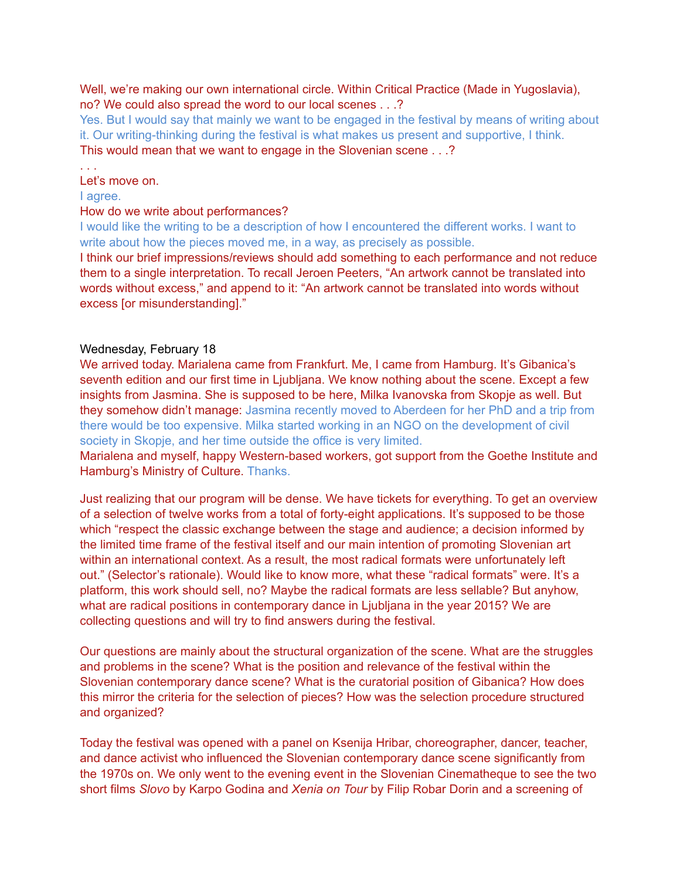Well, we're making our own international circle. Within Critical Practice (Made in Yugoslavia), no? We could also spread the word to our local scenes . . .?

Yes. But I would say that mainly we want to be engaged in the festival by means of writing about it. Our writing-thinking during the festival is what makes us present and supportive, I think.

This would mean that we want to engage in the Slovenian scene . . .?

. . .

Let's move on.

I agree.

How do we write about performances?

I would like the writing to be a description of how I encountered the different works. I want to write about how the pieces moved me, in a way, as precisely as possible.

I think our brief impressions/reviews should add something to each performance and not reduce them to a single interpretation. To recall Jeroen Peeters, "An artwork cannot be translated into words without excess," and append to it: "An artwork cannot be translated into words without excess [or misunderstanding]."

Wednesday, February 18

We arrived today. Marialena came from Frankfurt. Me, I came from Hamburg. It's Gibanica's seventh edition and our first time in Ljubljana. We know nothing about the scene. Except a few insights from Jasmina. She is supposed to be here, Milka Ivanovska from Skopje as well. But they somehow didn't manage: Jasmina recently moved to Aberdeen for her PhD and a trip from there would be too expensive. Milka started working in an NGO on the development of civil society in Skopje, and her time outside the office is very limited.

Marialena and myself, happy Western-based workers, got support from the Goethe Institute and Hamburg's Ministry of Culture. Thanks.

Just realizing that our program will be dense. We have tickets for everything. To get an overview of a selection of twelve works from a total of forty-eight applications. It's supposed to be those which "respect the classic exchange between the stage and audience; a decision informed by the limited time frame of the festival itself and our main intention of promoting Slovenian art within an international context. As a result, the most radical formats were unfortunately left out." (Selector's rationale). Would like to know more, what these "radical formats" were. It's a platform, this work should sell, no? Maybe the radical formats are less sellable? But anyhow, what are radical positions in contemporary dance in Ljubljana in the year 2015? We are collecting questions and will try to find answers during the festival.

Our questions are mainly about the structural organization of the scene. What are the struggles and problems in the scene? What is the position and relevance of the festival within the Slovenian contemporary dance scene? What is the curatorial position of Gibanica? How does this mirror the criteria for the selection of pieces? How was the selection procedure structured and organized?

Today the festival was opened with a panel on Ksenija Hribar, choreographer, dancer, teacher, and dance activist who influenced the Slovenian contemporary dance scene significantly from the 1970s on. We only went to the evening event in the Slovenian Cinematheque to see the two short films *Slovo* by Karpo Godina and *Xenia on Tour* by Filip Robar Dorin and a screening of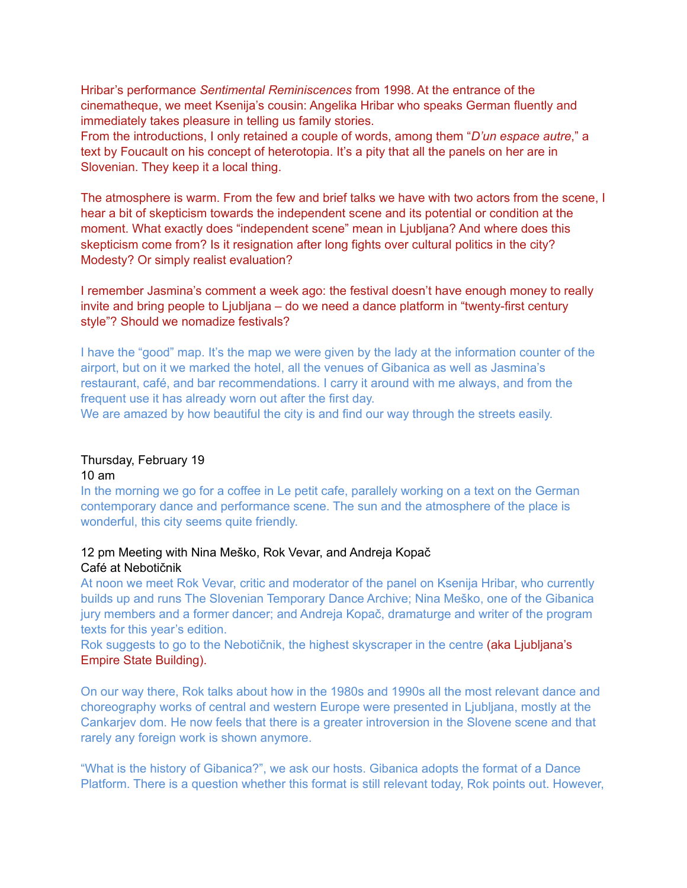Hribar's performance *Sentimental Reminiscences* from 1998. At the entrance of the cinematheque, we meet Ksenija's cousin: Angelika Hribar who speaks German fluently and immediately takes pleasure in telling us family stories.
From the introductions, I only retained a couple of words, among them "*D'un espace autre*," a text by Foucault on his concept of heterotopia. It's a pity that all the panels on her are in Slovenian. They keep it a local thing.

The atmosphere is warm. From the few and brief talks we have with two actors from the scene, I hear a bit of skepticism towards the independent scene and its potential or condition at the moment. What exactly does "independent scene" mean in Ljubljana? And where does this skepticism come from? Is it resignation after long fights over cultural politics in the city? Modesty? Or simply realist evaluation?

I remember Jasmina's comment a week ago: the festival doesn't have enough money to really invite and bring people to Ljubljana – do we need a dance platform in "twenty-first century style"? Should we nomadize festivals?

I have the "good" map. It's the map we were given by the lady at the information counter of the airport, but on it we marked the hotel, all the venues of Gibanica as well as Jasmina's restaurant, café, and bar recommendations. I carry it around with me always, and from the frequent use it has already worn out after the first day.
We are amazed by how beautiful the city is and find our way through the streets easily.

Thursday, February 19
10 am
In the morning we go for a coffee in Le petit cafe, parallely working on a text on the German contemporary dance and performance scene. The sun and the atmosphere of the place is wonderful, this city seems quite friendly.

12 pm Meeting with Nina Meško, Rok Vevar, and Andreja Kopač
Café at Nebotičnik
At noon we meet Rok Vevar, critic and moderator of the panel on Ksenija Hribar, who currently builds up and runs The Slovenian Temporary Dance Archive; Nina Meško, one of the Gibanica jury members and a former dancer; and Andreja Kopač, dramaturge and writer of the program texts for this year's edition.
Rok suggests to go to the Nebotičnik, the highest skyscraper in the centre (aka Ljubljana's Empire State Building).

On our way there, Rok talks about how in the 1980s and 1990s all the most relevant dance and choreography works of central and western Europe were presented in Ljubljana, mostly at the Cankarjev dom. He now feels that there is a greater introversion in the Slovene scene and that rarely any foreign work is shown anymore.

"What is the history of Gibanica?", we ask our hosts. Gibanica adopts the format of a Dance Platform. There is a question whether this format is still relevant today, Rok points out. However,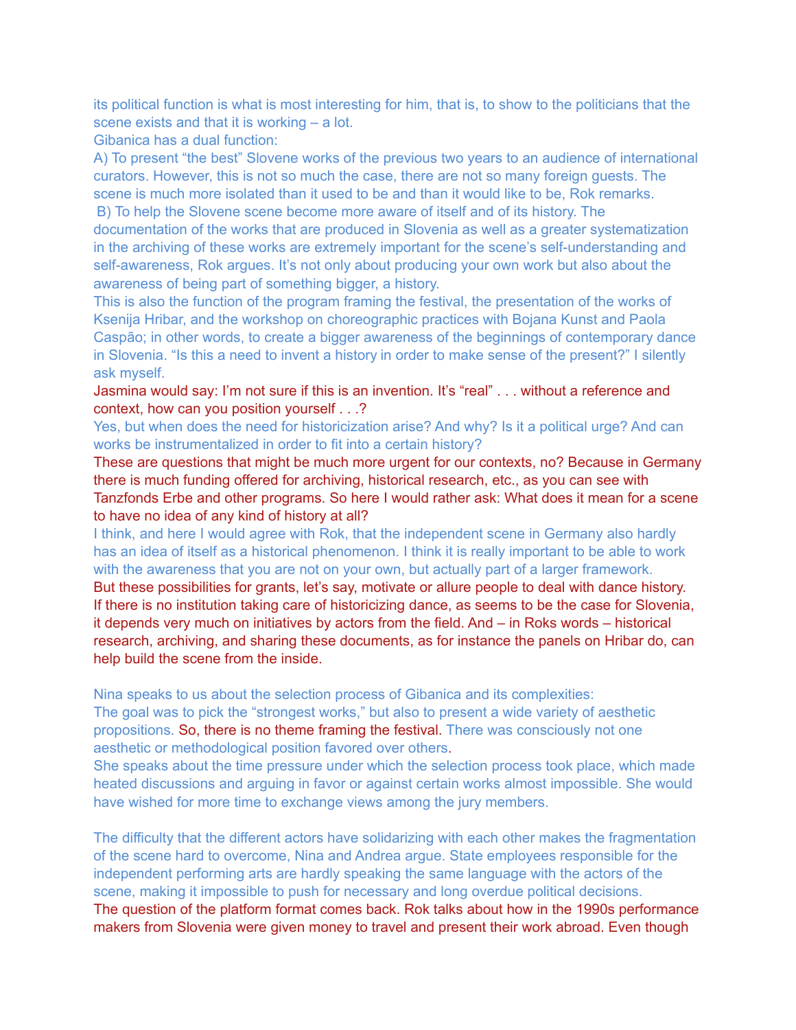its political function is what is most interesting for him, that is, to show to the politicians that the scene exists and that it is working – a lot.

Gibanica has a dual function:

A) To present "the best" Slovene works of the previous two years to an audience of international curators. However, this is not so much the case, there are not so many foreign guests. The scene is much more isolated than it used to be and than it would like to be, Rok remarks.

B) To help the Slovene scene become more aware of itself and of its history. The documentation of the works that are produced in Slovenia as well as a greater systematization in the archiving of these works are extremely important for the scene's self-understanding and self-awareness, Rok argues. It's not only about producing your own work but also about the awareness of being part of something bigger, a history.

This is also the function of the program framing the festival, the presentation of the works of Ksenija Hribar, and the workshop on choreographic practices with Bojana Kunst and Paola Caspão; in other words, to create a bigger awareness of the beginnings of contemporary dance in Slovenia. "Is this a need to invent a history in order to make sense of the present?" I silently ask myself.

Jasmina would say: I'm not sure if this is an invention. It's "real" . . . without a reference and context, how can you position yourself . . .?

Yes, but when does the need for historicization arise? And why? Is it a political urge? And can works be instrumentalized in order to fit into a certain history?

These are questions that might be much more urgent for our contexts, no? Because in Germany there is much funding offered for archiving, historical research, etc., as you can see with Tanzfonds Erbe and other programs. So here I would rather ask: What does it mean for a scene to have no idea of any kind of history at all?

I think, and here I would agree with Rok, that the independent scene in Germany also hardly has an idea of itself as a historical phenomenon. I think it is really important to be able to work with the awareness that you are not on your own, but actually part of a larger framework.

But these possibilities for grants, let's say, motivate or allure people to deal with dance history. If there is no institution taking care of historicizing dance, as seems to be the case for Slovenia, it depends very much on initiatives by actors from the field. And – in Roks words – historical research, archiving, and sharing these documents, as for instance the panels on Hribar do, can help build the scene from the inside.

Nina speaks to us about the selection process of Gibanica and its complexities:

The goal was to pick the "strongest works," but also to present a wide variety of aesthetic propositions. So, there is no theme framing the festival. There was consciously not one aesthetic or methodological position favored over others.

She speaks about the time pressure under which the selection process took place, which made heated discussions and arguing in favor or against certain works almost impossible. She would have wished for more time to exchange views among the jury members.

The difficulty that the different actors have solidarizing with each other makes the fragmentation of the scene hard to overcome, Nina and Andrea argue. State employees responsible for the independent performing arts are hardly speaking the same language with the actors of the scene, making it impossible to push for necessary and long overdue political decisions.

The question of the platform format comes back. Rok talks about how in the 1990s performance makers from Slovenia were given money to travel and present their work abroad. Even though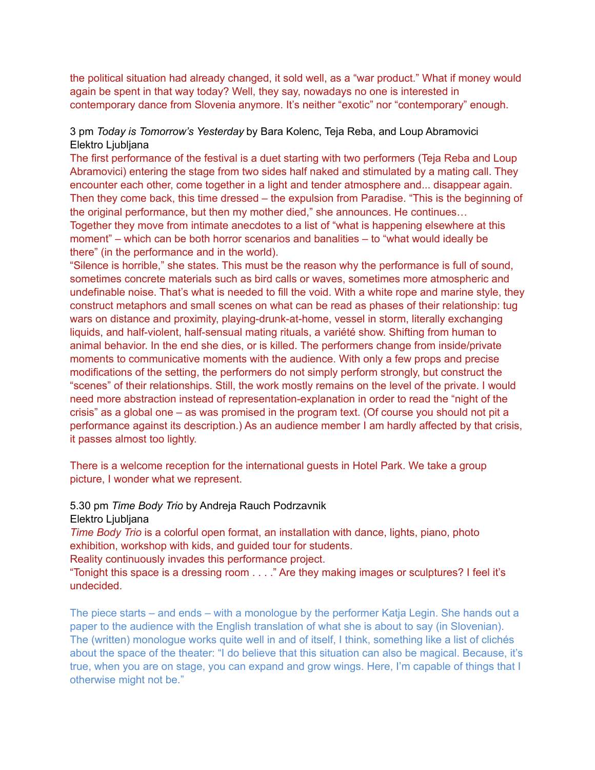the political situation had already changed, it sold well, as a "war product." What if money would again be spent in that way today? Well, they say, nowadays no one is interested in contemporary dance from Slovenia anymore. It's neither "exotic" nor "contemporary" enough.

3 pm *Today is Tomorrow's Yesterday* by Bara Kolenc, Teja Reba, and Loup Abramovici
Elektro Ljubljana
The first performance of the festival is a duet starting with two performers (Teja Reba and Loup Abramovici) entering the stage from two sides half naked and stimulated by a mating call. They encounter each other, come together in a light and tender atmosphere and... disappear again. Then they come back, this time dressed – the expulsion from Paradise. "This is the beginning of the original performance, but then my mother died," she announces. He continues…
Together they move from intimate anecdotes to a list of "what is happening elsewhere at this moment" – which can be both horror scenarios and banalities – to "what would ideally be there" (in the performance and in the world).
"Silence is horrible," she states. This must be the reason why the performance is full of sound, sometimes concrete materials such as bird calls or waves, sometimes more atmospheric and undefinable noise. That's what is needed to fill the void. With a white rope and marine style, they construct metaphors and small scenes on what can be read as phases of their relationship: tug wars on distance and proximity, playing-drunk-at-home, vessel in storm, literally exchanging liquids, and half-violent, half-sensual mating rituals, a variété show. Shifting from human to animal behavior. In the end she dies, or is killed. The performers change from inside/private moments to communicative moments with the audience. With only a few props and precise modifications of the setting, the performers do not simply perform strongly, but construct the "scenes" of their relationships. Still, the work mostly remains on the level of the private. I would need more abstraction instead of representation-explanation in order to read the "night of the crisis" as a global one – as was promised in the program text. (Of course you should not pit a performance against its description.) As an audience member I am hardly affected by that crisis, it passes almost too lightly.

There is a welcome reception for the international guests in Hotel Park. We take a group picture, I wonder what we represent.

5.30 pm *Time Body Trio* by Andreja Rauch Podrzavnik
Elektro Ljubljana
*Time Body Trio* is a colorful open format, an installation with dance, lights, piano, photo exhibition, workshop with kids, and guided tour for students.
Reality continuously invades this performance project.
"Tonight this space is a dressing room . . . ." Are they making images or sculptures? I feel it's undecided.

The piece starts – and ends – with a monologue by the performer Katja Legin. She hands out a paper to the audience with the English translation of what she is about to say (in Slovenian). The (written) monologue works quite well in and of itself, I think, something like a list of clichés about the space of the theater: "I do believe that this situation can also be magical. Because, it's true, when you are on stage, you can expand and grow wings. Here, I'm capable of things that I otherwise might not be."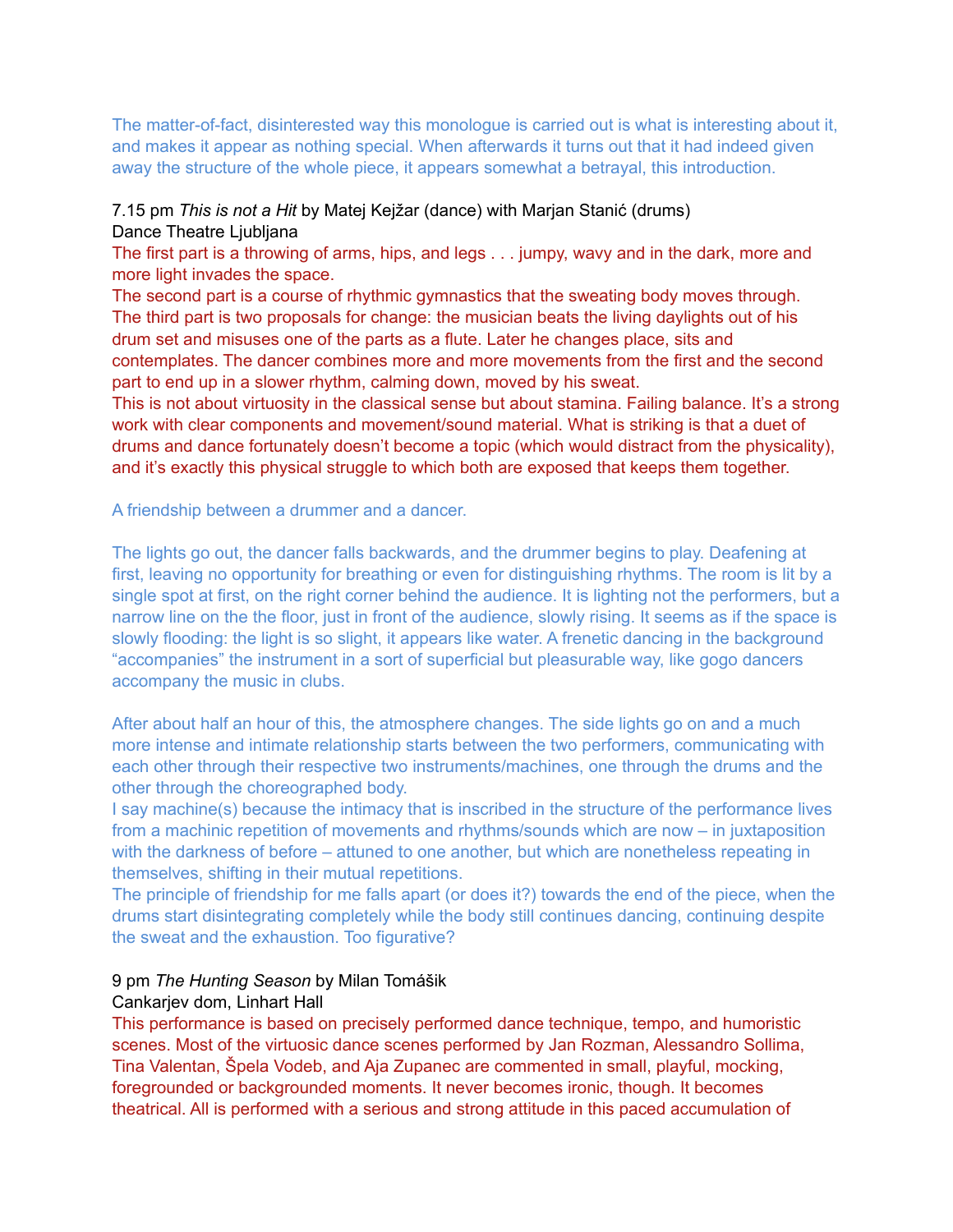The matter-of-fact, disinterested way this monologue is carried out is what is interesting about it, and makes it appear as nothing special. When afterwards it turns out that it had indeed given away the structure of the whole piece, it appears somewhat a betrayal, this introduction.

7.15 pm *This is not a Hit* by Matej Kejžar (dance) with Marjan Stanić (drums)
Dance Theatre Ljubljana

The first part is a throwing of arms, hips, and legs . . . jumpy, wavy and in the dark, more and more light invades the space.
The second part is a course of rhythmic gymnastics that the sweating body moves through.
The third part is two proposals for change: the musician beats the living daylights out of his drum set and misuses one of the parts as a flute. Later he changes place, sits and contemplates. The dancer combines more and more movements from the first and the second part to end up in a slower rhythm, calming down, moved by his sweat.
This is not about virtuosity in the classical sense but about stamina. Failing balance. It's a strong work with clear components and movement/sound material. What is striking is that a duet of drums and dance fortunately doesn't become a topic (which would distract from the physicality), and it's exactly this physical struggle to which both are exposed that keeps them together.

A friendship between a drummer and a dancer.

The lights go out, the dancer falls backwards, and the drummer begins to play. Deafening at first, leaving no opportunity for breathing or even for distinguishing rhythms. The room is lit by a single spot at first, on the right corner behind the audience. It is lighting not the performers, but a narrow line on the the floor, just in front of the audience, slowly rising. It seems as if the space is slowly flooding: the light is so slight, it appears like water. A frenetic dancing in the background "accompanies" the instrument in a sort of superficial but pleasurable way, like gogo dancers accompany the music in clubs.

After about half an hour of this, the atmosphere changes. The side lights go on and a much more intense and intimate relationship starts between the two performers, communicating with each other through their respective two instruments/machines, one through the drums and the other through the choreographed body.
I say machine(s) because the intimacy that is inscribed in the structure of the performance lives from a machinic repetition of movements and rhythms/sounds which are now – in juxtaposition with the darkness of before – attuned to one another, but which are nonetheless repeating in themselves, shifting in their mutual repetitions.
The principle of friendship for me falls apart (or does it?) towards the end of the piece, when the drums start disintegrating completely while the body still continues dancing, continuing despite the sweat and the exhaustion. Too figurative?

9 pm *The Hunting Season* by Milan Tomášik
Cankarjev dom, Linhart Hall

This performance is based on precisely performed dance technique, tempo, and humoristic scenes. Most of the virtuosic dance scenes performed by Jan Rozman, Alessandro Sollima, Tina Valentan, Špela Vodeb, and Aja Zupanec are commented in small, playful, mocking, foregrounded or backgrounded moments. It never becomes ironic, though. It becomes theatrical. All is performed with a serious and strong attitude in this paced accumulation of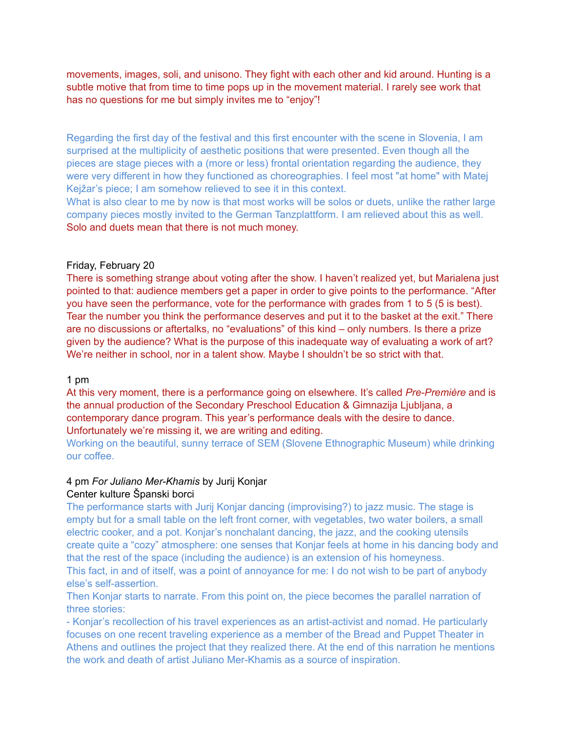movements, images, soli, and unisono. They fight with each other and kid around. Hunting is a subtle motive that from time to time pops up in the movement material. I rarely see work that has no questions for me but simply invites me to "enjoy"!

Regarding the first day of the festival and this first encounter with the scene in Slovenia, I am surprised at the multiplicity of aesthetic positions that were presented. Even though all the pieces are stage pieces with a (more or less) frontal orientation regarding the audience, they were very different in how they functioned as choreographies. I feel most "at home" with Matej Kejžar's piece; I am somehow relieved to see it in this context.
What is also clear to me by now is that most works will be solos or duets, unlike the rather large company pieces mostly invited to the German Tanzplattform. I am relieved about this as well.
Solo and duets mean that there is not much money.

Friday, February 20

There is something strange about voting after the show. I haven't realized yet, but Marialena just pointed to that: audience members get a paper in order to give points to the performance. "After you have seen the performance, vote for the performance with grades from 1 to 5 (5 is best). Tear the number you think the performance deserves and put it to the basket at the exit." There are no discussions or aftertalks, no "evaluations" of this kind – only numbers. Is there a prize given by the audience? What is the purpose of this inadequate way of evaluating a work of art? We're neither in school, nor in a talent show. Maybe I shouldn't be so strict with that.

1 pm

At this very moment, there is a performance going on elsewhere. It's called *Pre-Première* and is the annual production of the Secondary Preschool Education & Gimnazija Ljubljana, a contemporary dance program. This year's performance deals with the desire to dance. Unfortunately we're missing it, we are writing and editing.
Working on the beautiful, sunny terrace of SEM (Slovene Ethnographic Museum) while drinking our coffee.

4 pm *For Juliano Mer-Khamis* by Jurij Konjar
Center kulture Španski borci

The performance starts with Jurij Konjar dancing (improvising?) to jazz music. The stage is empty but for a small table on the left front corner, with vegetables, two water boilers, a small electric cooker, and a pot. Konjar's nonchalant dancing, the jazz, and the cooking utensils create quite a "cozy" atmosphere: one senses that Konjar feels at home in his dancing body and that the rest of the space (including the audience) is an extension of his homeyness.
This fact, in and of itself, was a point of annoyance for me: I do not wish to be part of anybody else's self-assertion.
Then Konjar starts to narrate. From this point on, the piece becomes the parallel narration of three stories:

- Konjar's recollection of his travel experiences as an artist-activist and nomad. He particularly focuses on one recent traveling experience as a member of the Bread and Puppet Theater in Athens and outlines the project that they realized there. At the end of this narration he mentions the work and death of artist Juliano Mer-Khamis as a source of inspiration.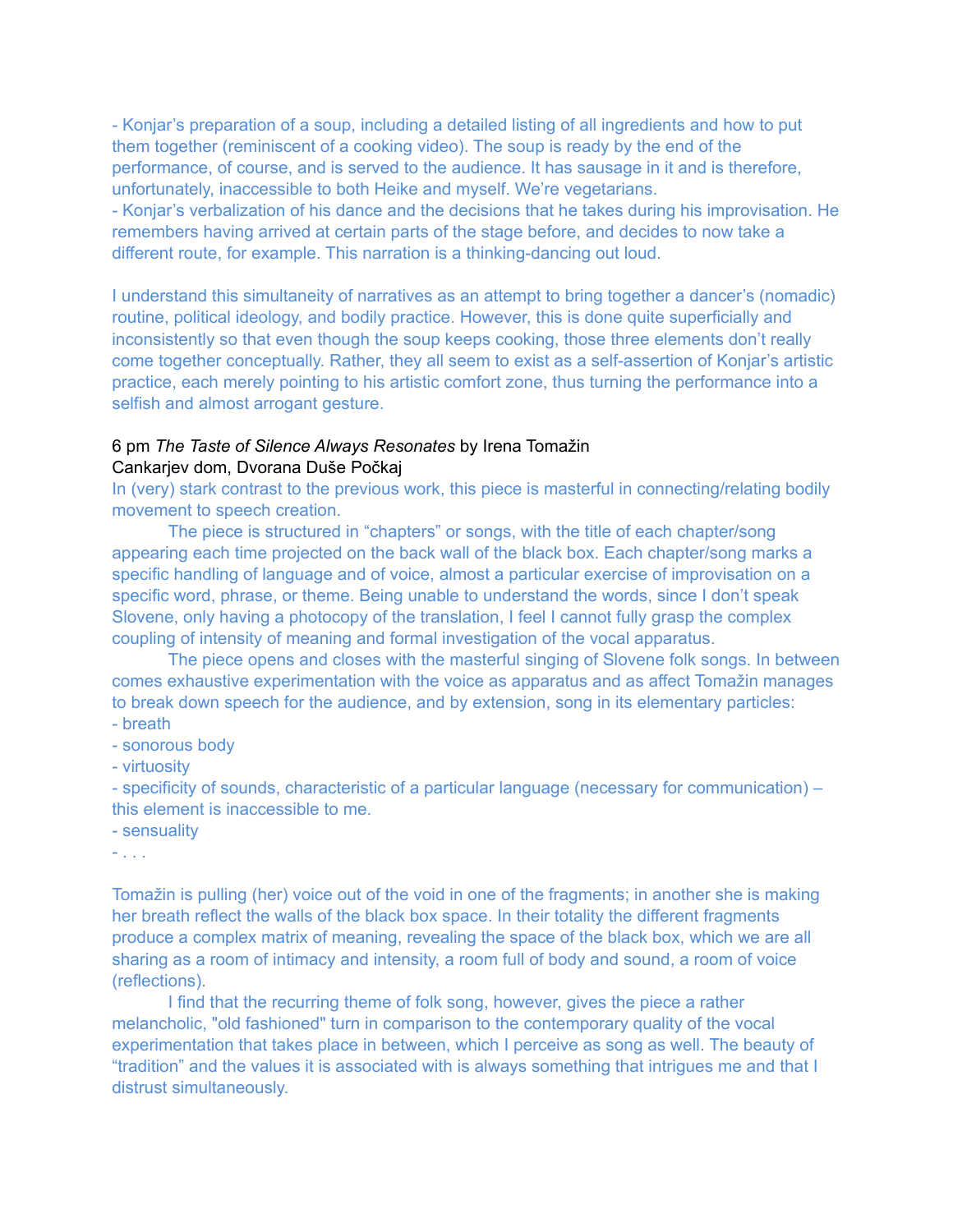- Konjar's preparation of a soup, including a detailed listing of all ingredients and how to put them together (reminiscent of a cooking video). The soup is ready by the end of the performance, of course, and is served to the audience. It has sausage in it and is therefore, unfortunately, inaccessible to both Heike and myself. We're vegetarians.
- Konjar's verbalization of his dance and the decisions that he takes during his improvisation. He remembers having arrived at certain parts of the stage before, and decides to now take a different route, for example. This narration is a thinking-dancing out loud.

I understand this simultaneity of narratives as an attempt to bring together a dancer's (nomadic) routine, political ideology, and bodily practice. However, this is done quite superficially and inconsistently so that even though the soup keeps cooking, those three elements don't really come together conceptually. Rather, they all seem to exist as a self-assertion of Konjar's artistic practice, each merely pointing to his artistic comfort zone, thus turning the performance into a selfish and almost arrogant gesture.

6 pm *The Taste of Silence Always Resonates* by Irena Tomažin
Cankarjev dom, Dvorana Duše Počkaj

In (very) stark contrast to the previous work, this piece is masterful in connecting/relating bodily movement to speech creation.

The piece is structured in "chapters" or songs, with the title of each chapter/song appearing each time projected on the back wall of the black box. Each chapter/song marks a specific handling of language and of voice, almost a particular exercise of improvisation on a specific word, phrase, or theme. Being unable to understand the words, since I don't speak Slovene, only having a photocopy of the translation, I feel I cannot fully grasp the complex coupling of intensity of meaning and formal investigation of the vocal apparatus.

The piece opens and closes with the masterful singing of Slovene folk songs. In between comes exhaustive experimentation with the voice as apparatus and as affect Tomažin manages to break down speech for the audience, and by extension, song in its elementary particles:
- breath
- sonorous body
- virtuosity
- specificity of sounds, characteristic of a particular language (necessary for communication) – this element is inaccessible to me.
- sensuality
- . . .

Tomažin is pulling (her) voice out of the void in one of the fragments; in another she is making her breath reflect the walls of the black box space. In their totality the different fragments produce a complex matrix of meaning, revealing the space of the black box, which we are all sharing as a room of intimacy and intensity, a room full of body and sound, a room of voice (reflections).

I find that the recurring theme of folk song, however, gives the piece a rather melancholic, "old fashioned" turn in comparison to the contemporary quality of the vocal experimentation that takes place in between, which I perceive as song as well. The beauty of "tradition" and the values it is associated with is always something that intrigues me and that I distrust simultaneously.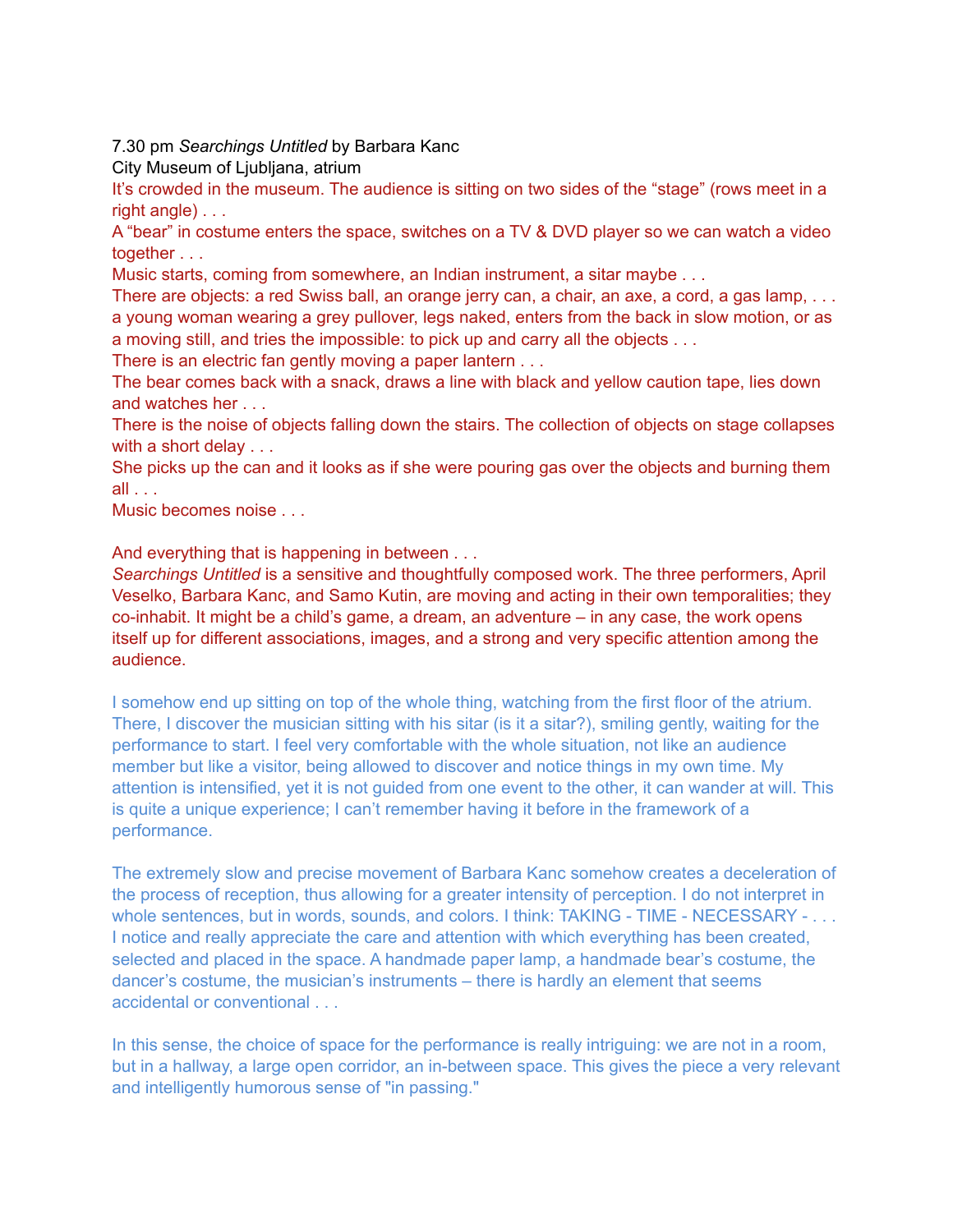7.30 pm *Searchings Untitled* by Barbara Kanc
City Museum of Ljubljana, atrium

It's crowded in the museum. The audience is sitting on two sides of the "stage" (rows meet in a right angle) . . .
A "bear" in costume enters the space, switches on a TV & DVD player so we can watch a video together . . .
Music starts, coming from somewhere, an Indian instrument, a sitar maybe . . .
There are objects: a red Swiss ball, an orange jerry can, a chair, an axe, a cord, a gas lamp, . . . a young woman wearing a grey pullover, legs naked, enters from the back in slow motion, or as a moving still, and tries the impossible: to pick up and carry all the objects . . .
There is an electric fan gently moving a paper lantern . . .
The bear comes back with a snack, draws a line with black and yellow caution tape, lies down and watches her . . .
There is the noise of objects falling down the stairs. The collection of objects on stage collapses with a short delay . . .
She picks up the can and it looks as if she were pouring gas over the objects and burning them all . . .
Music becomes noise . . .

And everything that is happening in between . . .
*Searchings Untitled* is a sensitive and thoughtfully composed work. The three performers, April Veselko, Barbara Kanc, and Samo Kutin, are moving and acting in their own temporalities; they co-inhabit. It might be a child's game, a dream, an adventure – in any case, the work opens itself up for different associations, images, and a strong and very specific attention among the audience.

I somehow end up sitting on top of the whole thing, watching from the first floor of the atrium. There, I discover the musician sitting with his sitar (is it a sitar?), smiling gently, waiting for the performance to start. I feel very comfortable with the whole situation, not like an audience member but like a visitor, being allowed to discover and notice things in my own time. My attention is intensified, yet it is not guided from one event to the other, it can wander at will. This is quite a unique experience; I can't remember having it before in the framework of a performance.

The extremely slow and precise movement of Barbara Kanc somehow creates a deceleration of the process of reception, thus allowing for a greater intensity of perception. I do not interpret in whole sentences, but in words, sounds, and colors. I think: TAKING - TIME - NECESSARY - . . . I notice and really appreciate the care and attention with which everything has been created, selected and placed in the space. A handmade paper lamp, a handmade bear's costume, the dancer's costume, the musician's instruments – there is hardly an element that seems accidental or conventional . . .

In this sense, the choice of space for the performance is really intriguing: we are not in a room, but in a hallway, a large open corridor, an in-between space. This gives the piece a very relevant and intelligently humorous sense of "in passing."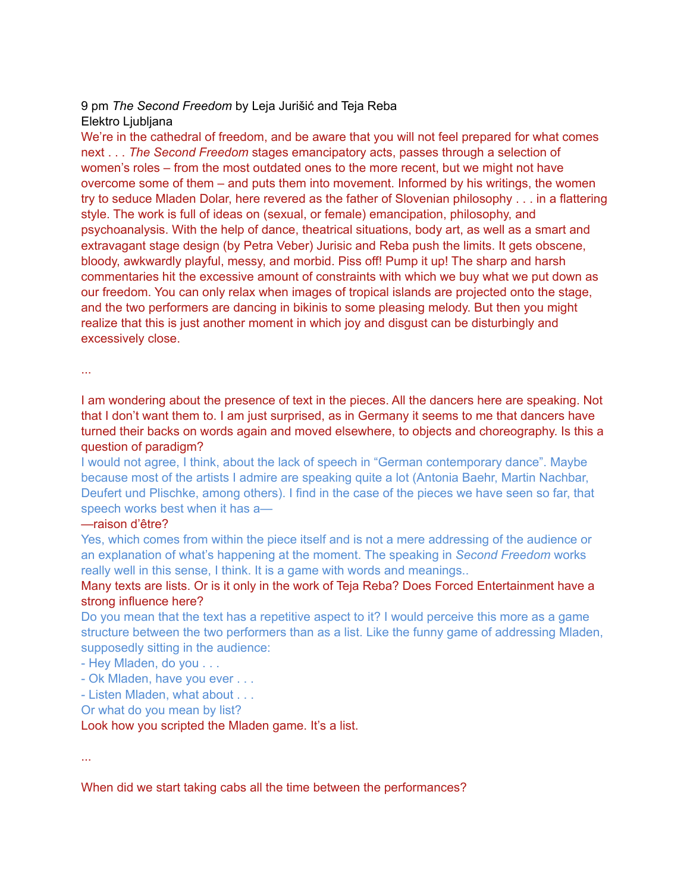9 pm *The Second Freedom* by Leja Jurišić and Teja Reba
Elektro Ljubljana

We're in the cathedral of freedom, and be aware that you will not feel prepared for what comes next . . . *The Second Freedom* stages emancipatory acts, passes through a selection of women's roles – from the most outdated ones to the more recent, but we might not have overcome some of them – and puts them into movement. Informed by his writings, the women try to seduce Mladen Dolar, here revered as the father of Slovenian philosophy . . . in a flattering style. The work is full of ideas on (sexual, or female) emancipation, philosophy, and psychoanalysis. With the help of dance, theatrical situations, body art, as well as a smart and extravagant stage design (by Petra Veber) Jurisic and Reba push the limits. It gets obscene, bloody, awkwardly playful, messy, and morbid. Piss off! Pump it up! The sharp and harsh commentaries hit the excessive amount of constraints with which we buy what we put down as our freedom. You can only relax when images of tropical islands are projected onto the stage, and the two performers are dancing in bikinis to some pleasing melody. But then you might realize that this is just another moment in which joy and disgust can be disturbingly and excessively close.

...

I am wondering about the presence of text in the pieces. All the dancers here are speaking. Not that I don't want them to. I am just surprised, as in Germany it seems to me that dancers have turned their backs on words again and moved elsewhere, to objects and choreography. Is this a question of paradigm?

I would not agree, I think, about the lack of speech in "German contemporary dance". Maybe because most of the artists I admire are speaking quite a lot (Antonia Baehr, Martin Nachbar, Deufert und Plischke, among others). I find in the case of the pieces we have seen so far, that speech works best when it has a—

—raison d'être?

Yes, which comes from within the piece itself and is not a mere addressing of the audience or an explanation of what's happening at the moment. The speaking in *Second Freedom* works really well in this sense, I think. It is a game with words and meanings..

Many texts are lists. Or is it only in the work of Teja Reba? Does Forced Entertainment have a strong influence here?

Do you mean that the text has a repetitive aspect to it? I would perceive this more as a game structure between the two performers than as a list. Like the funny game of addressing Mladen, supposedly sitting in the audience:

- Hey Mladen, do you . . .
- Ok Mladen, have you ever . . .
- Listen Mladen, what about . . .

Or what do you mean by list?

Look how you scripted the Mladen game. It's a list.

...

When did we start taking cabs all the time between the performances?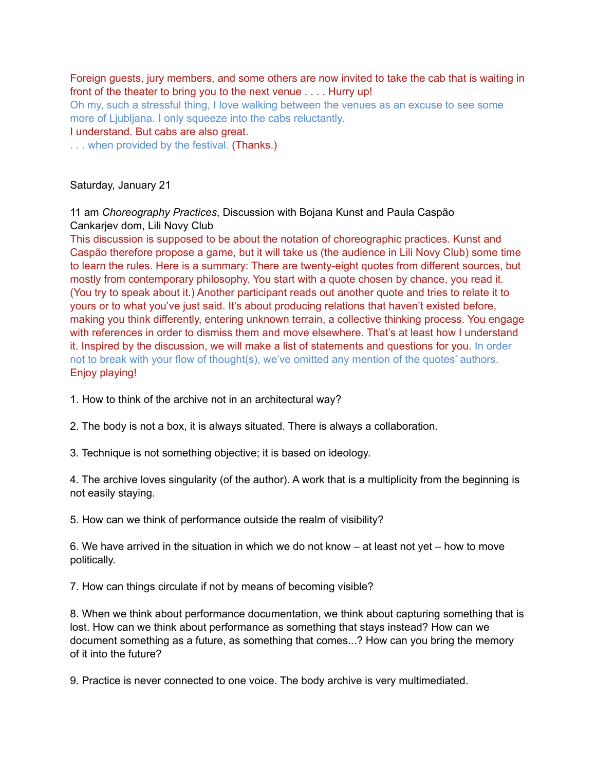Foreign guests, jury members, and some others are now invited to take the cab that is waiting in front of the theater to bring you to the next venue . . . . Hurry up!
Oh my, such a stressful thing, I love walking between the venues as an excuse to see some more of Ljubljana. I only squeeze into the cabs reluctantly.
I understand. But cabs are also great.
. . . when provided by the festival. (Thanks.)

Saturday, January 21

11 am *Choreography Practices*, Discussion with Bojana Kunst and Paula Caspão
Cankarjev dom, Lili Novy Club
This discussion is supposed to be about the notation of choreographic practices. Kunst and Caspão therefore propose a game, but it will take us (the audience in Lili Novy Club) some time to learn the rules. Here is a summary: There are twenty-eight quotes from different sources, but mostly from contemporary philosophy. You start with a quote chosen by chance, you read it. (You try to speak about it.) Another participant reads out another quote and tries to relate it to yours or to what you've just said. It's about producing relations that haven't existed before, making you think differently, entering unknown terrain, a collective thinking process. You engage with references in order to dismiss them and move elsewhere. That's at least how I understand it. Inspired by the discussion, we will make a list of statements and questions for you. In order not to break with your flow of thought(s), we've omitted any mention of the quotes' authors. Enjoy playing!

1. How to think of the archive not in an architectural way?

2. The body is not a box, it is always situated. There is always a collaboration.

3. Technique is not something objective; it is based on ideology.

4. The archive loves singularity (of the author). A work that is a multiplicity from the beginning is not easily staying.

5. How can we think of performance outside the realm of visibility?

6. We have arrived in the situation in which we do not know – at least not yet – how to move politically.

7. How can things circulate if not by means of becoming visible?

8. When we think about performance documentation, we think about capturing something that is lost. How can we think about performance as something that stays instead? How can we document something as a future, as something that comes...? How can you bring the memory of it into the future?

9. Practice is never connected to one voice. The body archive is very multimediated.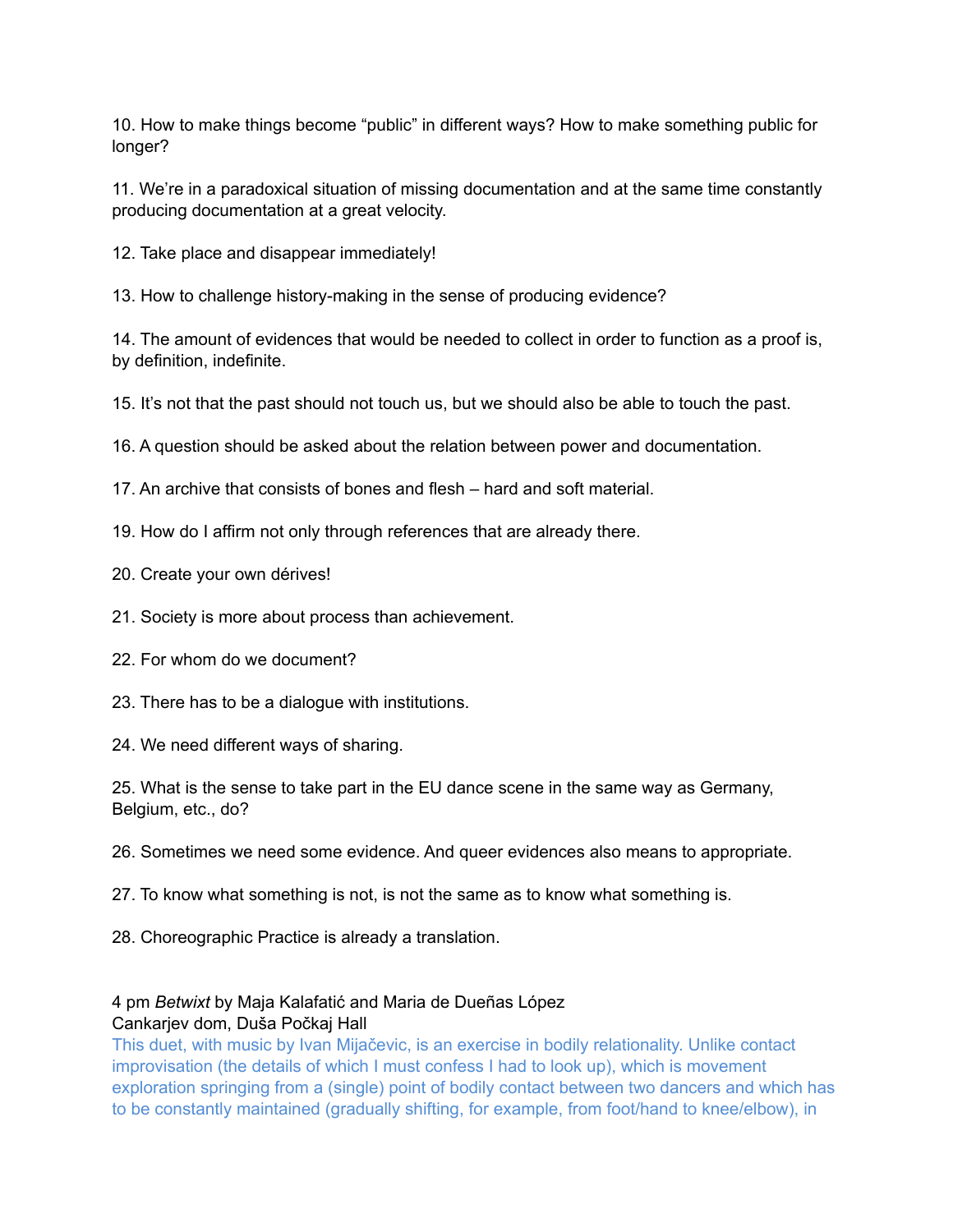10. How to make things become "public" in different ways? How to make something public for longer?

11. We're in a paradoxical situation of missing documentation and at the same time constantly producing documentation at a great velocity.

12. Take place and disappear immediately!

13. How to challenge history-making in the sense of producing evidence?

14. The amount of evidences that would be needed to collect in order to function as a proof is, by definition, indefinite.

15. It's not that the past should not touch us, but we should also be able to touch the past.

16. A question should be asked about the relation between power and documentation.

17. An archive that consists of bones and flesh – hard and soft material.

19. How do I affirm not only through references that are already there.

20. Create your own dérives!

21. Society is more about process than achievement.

22. For whom do we document?

23. There has to be a dialogue with institutions.

24. We need different ways of sharing.

25. What is the sense to take part in the EU dance scene in the same way as Germany, Belgium, etc., do?

26. Sometimes we need some evidence. And queer evidences also means to appropriate.

27. To know what something is not, is not the same as to know what something is.

28. Choreographic Practice is already a translation.

4 pm *Betwixt* by Maja Kalafatić and Maria de Dueñas López
Cankarjev dom, Duša Počkaj Hall

This duet, with music by Ivan Mijačevic, is an exercise in bodily relationality. Unlike contact improvisation (the details of which I must confess I had to look up), which is movement exploration springing from a (single) point of bodily contact between two dancers and which has to be constantly maintained (gradually shifting, for example, from foot/hand to knee/elbow), in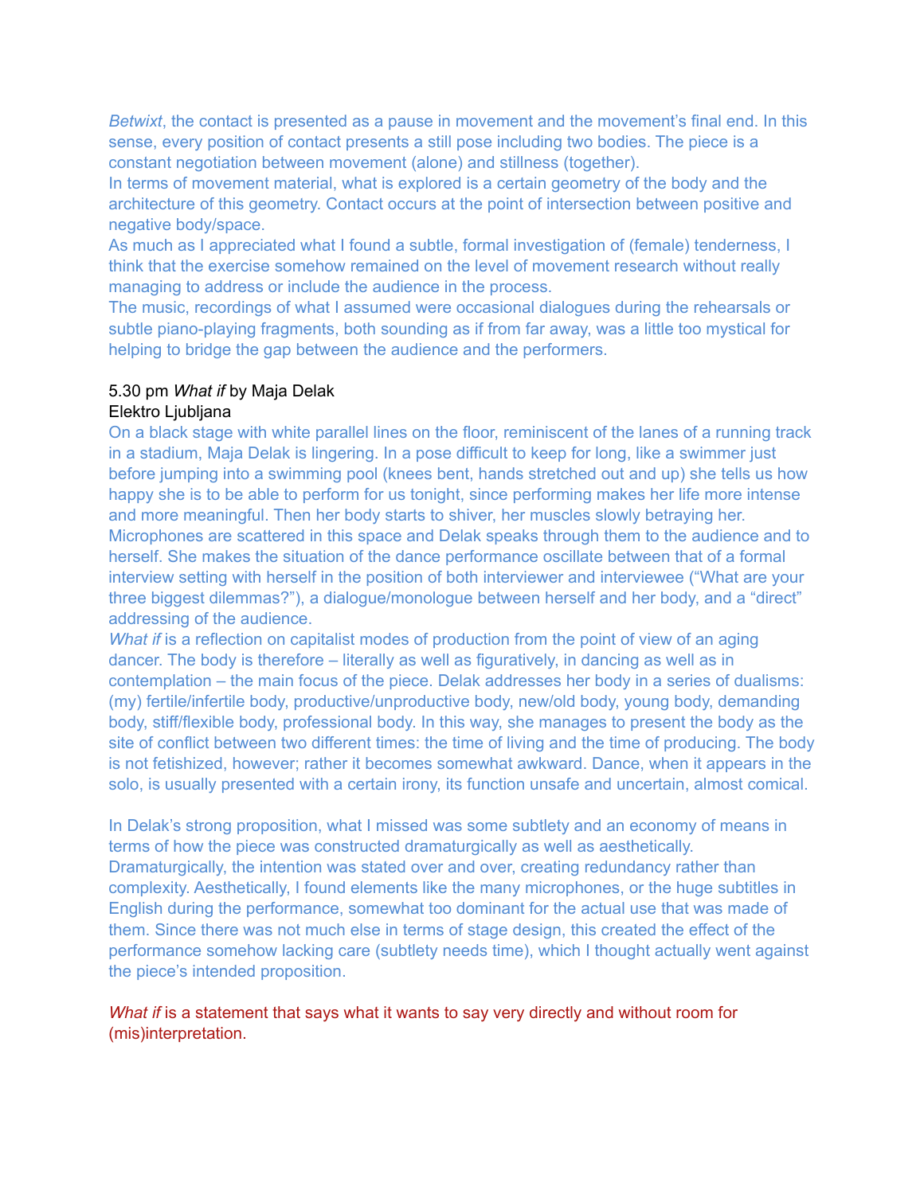*Betwixt*, the contact is presented as a pause in movement and the movement's final end. In this sense, every position of contact presents a still pose including two bodies. The piece is a constant negotiation between movement (alone) and stillness (together).
In terms of movement material, what is explored is a certain geometry of the body and the architecture of this geometry. Contact occurs at the point of intersection between positive and negative body/space.
As much as I appreciated what I found a subtle, formal investigation of (female) tenderness, I think that the exercise somehow remained on the level of movement research without really managing to address or include the audience in the process.
The music, recordings of what I assumed were occasional dialogues during the rehearsals or subtle piano-playing fragments, both sounding as if from far away, was a little too mystical for helping to bridge the gap between the audience and the performers.

5.30 pm *What if* by Maja Delak
Elektro Ljubljana

On a black stage with white parallel lines on the floor, reminiscent of the lanes of a running track in a stadium, Maja Delak is lingering. In a pose difficult to keep for long, like a swimmer just before jumping into a swimming pool (knees bent, hands stretched out and up) she tells us how happy she is to be able to perform for us tonight, since performing makes her life more intense and more meaningful. Then her body starts to shiver, her muscles slowly betraying her. Microphones are scattered in this space and Delak speaks through them to the audience and to herself. She makes the situation of the dance performance oscillate between that of a formal interview setting with herself in the position of both interviewer and interviewee ("What are your three biggest dilemmas?"), a dialogue/monologue between herself and her body, and a "direct" addressing of the audience.
*What if* is a reflection on capitalist modes of production from the point of view of an aging dancer. The body is therefore – literally as well as figuratively, in dancing as well as in contemplation – the main focus of the piece. Delak addresses her body in a series of dualisms: (my) fertile/infertile body, productive/unproductive body, new/old body, young body, demanding body, stiff/flexible body, professional body. In this way, she manages to present the body as the site of conflict between two different times: the time of living and the time of producing. The body is not fetishized, however; rather it becomes somewhat awkward. Dance, when it appears in the solo, is usually presented with a certain irony, its function unsafe and uncertain, almost comical.

In Delak's strong proposition, what I missed was some subtlety and an economy of means in terms of how the piece was constructed dramaturgically as well as aesthetically. Dramaturgically, the intention was stated over and over, creating redundancy rather than complexity. Aesthetically, I found elements like the many microphones, or the huge subtitles in English during the performance, somewhat too dominant for the actual use that was made of them. Since there was not much else in terms of stage design, this created the effect of the performance somehow lacking care (subtlety needs time), which I thought actually went against the piece's intended proposition.

*What if* is a statement that says what it wants to say very directly and without room for (mis)interpretation.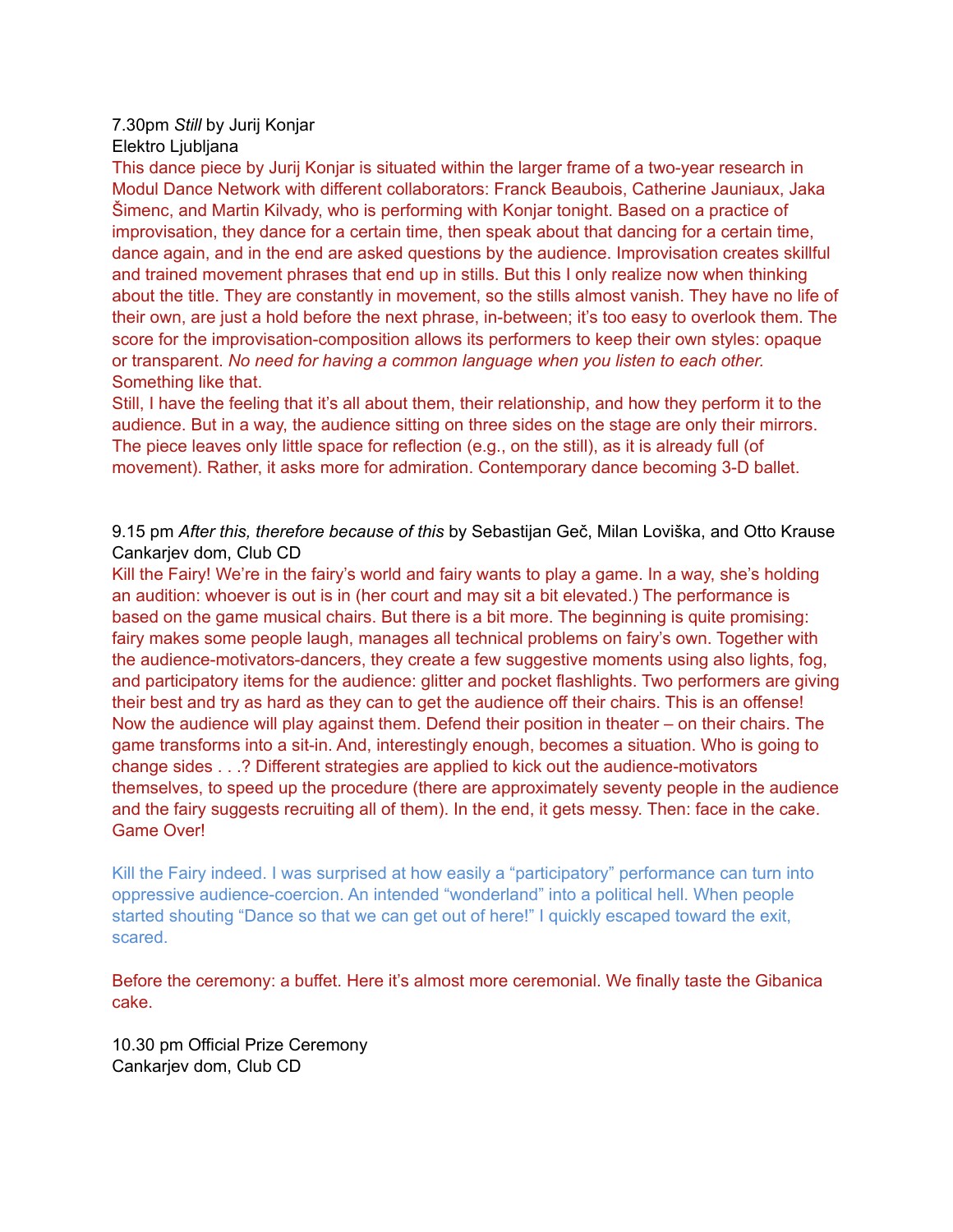7.30pm *Still* by Jurij Konjar
Elektro Ljubljana

This dance piece by Jurij Konjar is situated within the larger frame of a two-year research in Modul Dance Network with different collaborators: Franck Beaubois, Catherine Jauniaux, Jaka Šimenc, and Martin Kilvady, who is performing with Konjar tonight. Based on a practice of improvisation, they dance for a certain time, then speak about that dancing for a certain time, dance again, and in the end are asked questions by the audience. Improvisation creates skillful and trained movement phrases that end up in stills. But this I only realize now when thinking about the title. They are constantly in movement, so the stills almost vanish. They have no life of their own, are just a hold before the next phrase, in-between; it's too easy to overlook them. The score for the improvisation-composition allows its performers to keep their own styles: opaque or transparent. *No need for having a common language when you listen to each other.* Something like that.

Still, I have the feeling that it's all about them, their relationship, and how they perform it to the audience. But in a way, the audience sitting on three sides on the stage are only their mirrors. The piece leaves only little space for reflection (e.g., on the still), as it is already full (of movement). Rather, it asks more for admiration. Contemporary dance becoming 3-D ballet.

9.15 pm *After this, therefore because of this* by Sebastijan Geč, Milan Loviška, and Otto Krause
Cankarjev dom, Club CD

Kill the Fairy! We're in the fairy's world and fairy wants to play a game. In a way, she's holding an audition: whoever is out is in (her court and may sit a bit elevated.) The performance is based on the game musical chairs. But there is a bit more. The beginning is quite promising: fairy makes some people laugh, manages all technical problems on fairy's own. Together with the audience-motivators-dancers, they create a few suggestive moments using also lights, fog, and participatory items for the audience: glitter and pocket flashlights. Two performers are giving their best and try as hard as they can to get the audience off their chairs. This is an offense! Now the audience will play against them. Defend their position in theater – on their chairs. The game transforms into a sit-in. And, interestingly enough, becomes a situation. Who is going to change sides . . .? Different strategies are applied to kick out the audience-motivators themselves, to speed up the procedure (there are approximately seventy people in the audience and the fairy suggests recruiting all of them). In the end, it gets messy. Then: face in the cake. Game Over!

Kill the Fairy indeed. I was surprised at how easily a "participatory" performance can turn into oppressive audience-coercion. An intended "wonderland" into a political hell. When people started shouting "Dance so that we can get out of here!" I quickly escaped toward the exit, scared.

Before the ceremony: a buffet. Here it's almost more ceremonial. We finally taste the Gibanica cake.

10.30 pm Official Prize Ceremony
Cankarjev dom, Club CD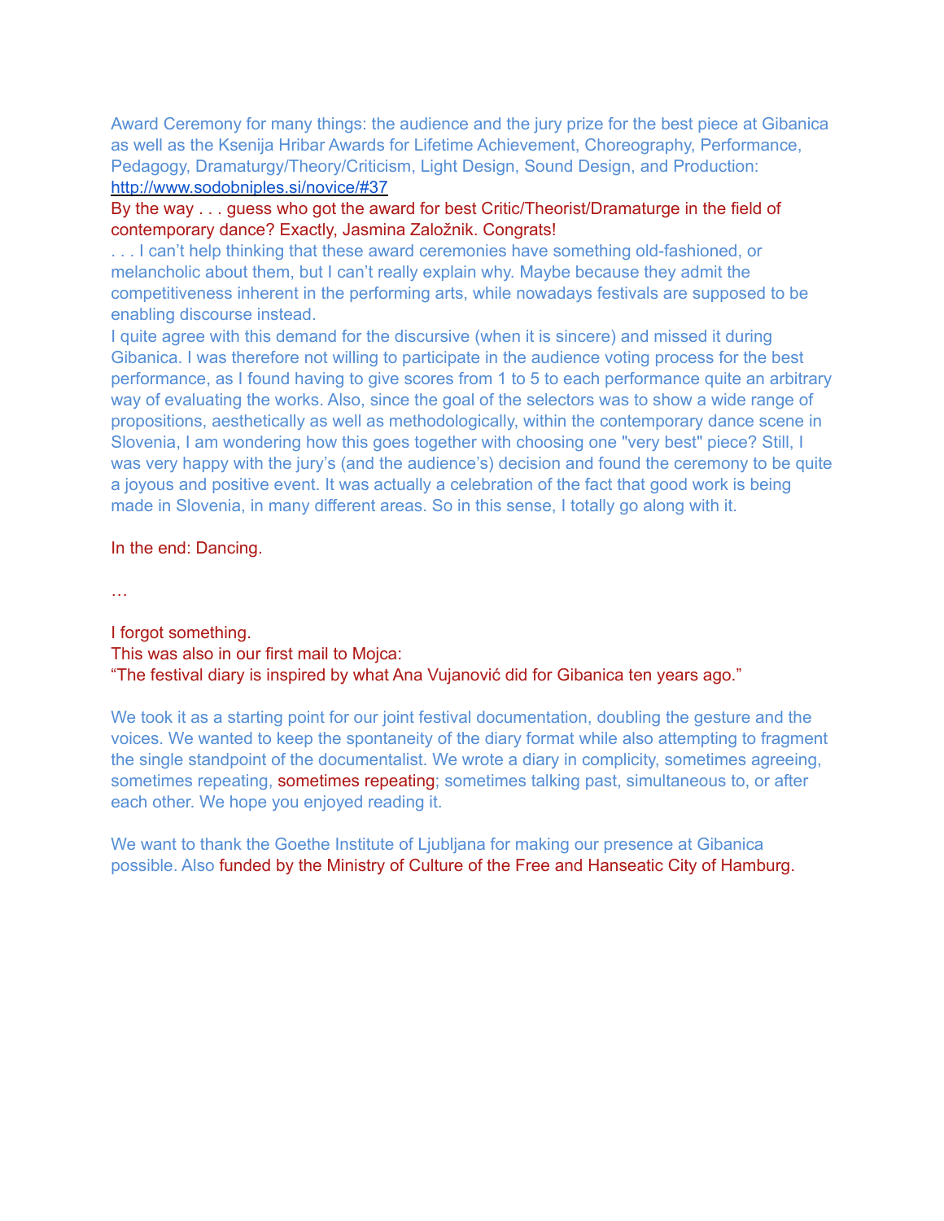Award Ceremony for many things: the audience and the jury prize for the best piece at Gibanica as well as the Ksenija Hribar Awards for Lifetime Achievement, Choreography, Performance, Pedagogy, Dramaturgy/Theory/Criticism, Light Design, Sound Design, and Production: http://www.sodobniples.si/novice/#37

By the way . . . guess who got the award for best Critic/Theorist/Dramaturge in the field of contemporary dance? Exactly, Jasmina Založnik. Congrats!

. . . I can't help thinking that these award ceremonies have something old-fashioned, or melancholic about them, but I can't really explain why. Maybe because they admit the competitiveness inherent in the performing arts, while nowadays festivals are supposed to be enabling discourse instead.

I quite agree with this demand for the discursive (when it is sincere) and missed it during Gibanica. I was therefore not willing to participate in the audience voting process for the best performance, as I found having to give scores from 1 to 5 to each performance quite an arbitrary way of evaluating the works. Also, since the goal of the selectors was to show a wide range of propositions, aesthetically as well as methodologically, within the contemporary dance scene in Slovenia, I am wondering how this goes together with choosing one "very best" piece? Still, I was very happy with the jury's (and the audience's) decision and found the ceremony to be quite a joyous and positive event. It was actually a celebration of the fact that good work is being made in Slovenia, in many different areas. So in this sense, I totally go along with it.

In the end: Dancing.

…

I forgot something.
This was also in our first mail to Mojca:
"The festival diary is inspired by what Ana Vujanović did for Gibanica ten years ago."

We took it as a starting point for our joint festival documentation, doubling the gesture and the voices. We wanted to keep the spontaneity of the diary format while also attempting to fragment the single standpoint of the documentalist. We wrote a diary in complicity, sometimes agreeing, sometimes repeating, sometimes repeating; sometimes talking past, simultaneous to, or after each other. We hope you enjoyed reading it.

We want to thank the Goethe Institute of Ljubljana for making our presence at Gibanica possible. Also funded by the Ministry of Culture of the Free and Hanseatic City of Hamburg.